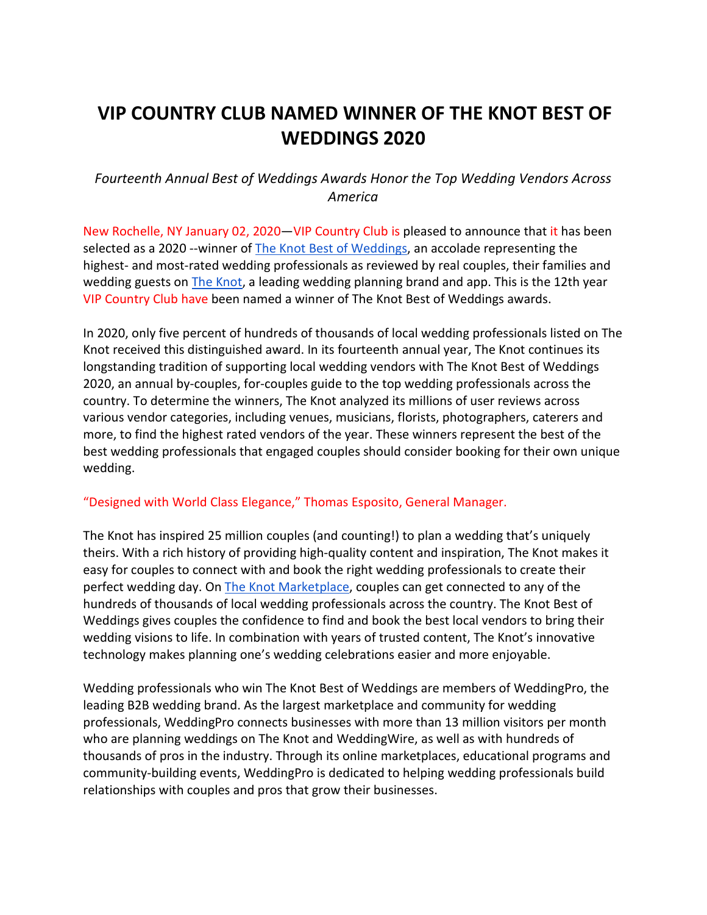# VIP COUNTRY CLUB NAMED WINNER OF THE KNOT BEST OF WEDDINGS 2020

*Fourteenth Annual Best of Weddings Awards Honor the Top Wedding Vendors Across America*

New Rochelle, NY January 02, 2020—VIP Country Club is pleased to announce that it has been selected as a 2020 --winner of The Knot Best of Weddings, an accolade representing the highest- and most-rated wedding professionals as reviewed by real couples, their families and wedding guests on The Knot, a leading wedding planning brand and app. This is the 12th year VIP Country Club have been named a winner of The Knot Best of Weddings awards.

In 2020, only five percent of hundreds of thousands of local wedding professionals listed on The Knot received this distinguished award. In its fourteenth annual year, The Knot continues its longstanding tradition of supporting local wedding vendors with The Knot Best of Weddings 2020, an annual by-couples, for-couples guide to the top wedding professionals across the country. To determine the winners, The Knot analyzed its millions of user reviews across various vendor categories, including venues, musicians, florists, photographers, caterers and more, to find the highest rated vendors of the year. These winners represent the best of the best wedding professionals that engaged couples should consider booking for their own unique wedding.

"Designed with World Class Elegance," Thomas Esposito, General Manager.

The Knot has inspired 25 million couples (and counting!) to plan a wedding that's uniquely theirs. With a rich history of providing high-quality content and inspiration, The Knot makes it easy for couples to connect with and book the right wedding professionals to create their perfect wedding day. On The Knot Marketplace, couples can get connected to any of the hundreds of thousands of local wedding professionals across the country. The Knot Best of Weddings gives couples the confidence to find and book the best local vendors to bring their wedding visions to life. In combination with years of trusted content, The Knot's innovative technology makes planning one's wedding celebrations easier and more enjoyable.

Wedding professionals who win The Knot Best of Weddings are members of WeddingPro, the leading B2B wedding brand. As the largest marketplace and community for wedding professionals, WeddingPro connects businesses with more than 13 million visitors per month who are planning weddings on The Knot and WeddingWire, as well as with hundreds of thousands of pros in the industry. Through its online marketplaces, educational programs and community-building events, WeddingPro is dedicated to helping wedding professionals build relationships with couples and pros that grow their businesses.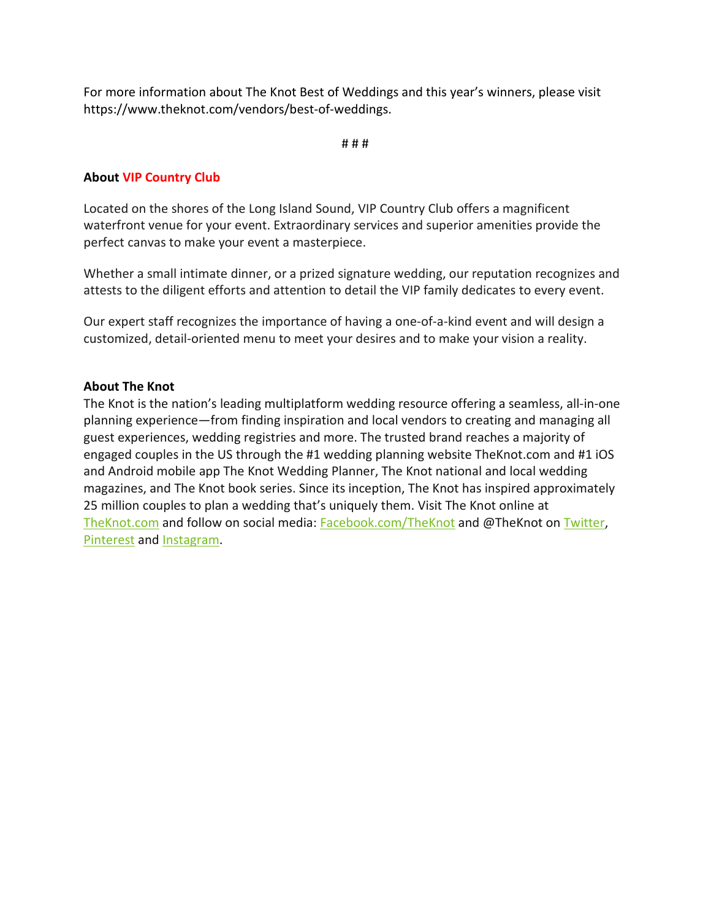For more information about The Knot Best of Weddings and this year's winners, please visit https://www.theknot.com/vendors/best-of-weddings.

# # #

**About VIP Country Club**

Located on the shores of the Long Island Sound, VIP Country Club offers a magnificent waterfront venue for your event. Extraordinary services and superior amenities provide the perfect canvas to make your event a masterpiece.

Whether a small intimate dinner, or a prized signature wedding, our reputation recognizes and attests to the diligent efforts and attention to detail the VIP family dedicates to every event.

Our expert staff recognizes the importance of having a one-of-a-kind event and will design a customized, detail-oriented menu to meet your desires and to make your vision a reality.

**About The Knot**

The Knot is the nation's leading multiplatform wedding resource offering a seamless, all-in-one planning experience—from finding inspiration and local vendors to creating and managing all guest experiences, wedding registries and more. The trusted brand reaches a majority of engaged couples in the US through the #1 wedding planning website TheKnot.com and #1 iOS and Android mobile app The Knot Wedding Planner, The Knot national and local wedding magazines, and The Knot book series. Since its inception, The Knot has inspired approximately 25 million couples to plan a wedding that's uniquely them. Visit The Knot online at TheKnot.com and follow on social media: Facebook.com/TheKnot and @TheKnot on Twitter, Pinterest and Instagram.